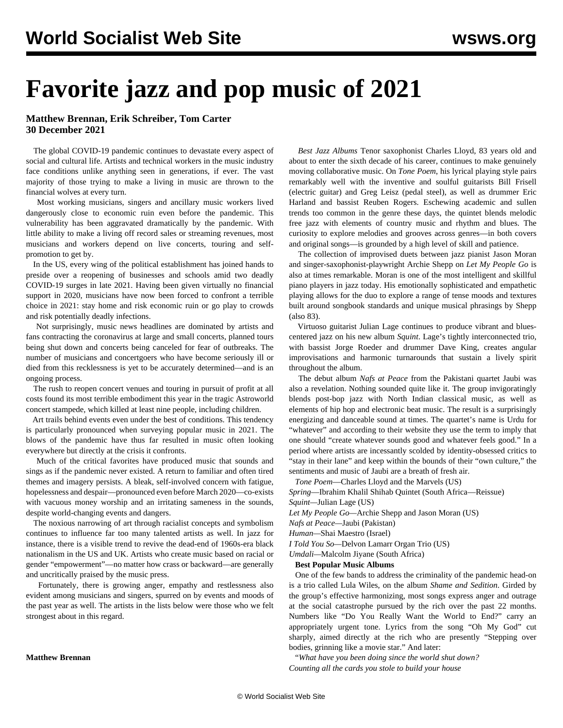# Favorite jazz and pop music of 2021

**Matthew Brennan, Erik Schreiber, Tom Carter**
**30 December 2021**

The global COVID-19 pandemic continues to devastate every aspect of social and cultural life. Artists and technical workers in the music industry face conditions unlike anything seen in generations, if ever. The vast majority of those trying to make a living in music are thrown to the financial wolves at every turn.

Most working musicians, singers and ancillary music workers lived dangerously close to economic ruin even before the pandemic. This vulnerability has been aggravated dramatically by the pandemic. With little ability to make a living off record sales or streaming revenues, most musicians and workers depend on live concerts, touring and self-promotion to get by.

In the US, every wing of the political establishment has joined hands to preside over a reopening of businesses and schools amid two deadly COVID-19 surges in late 2021. Having been given virtually no financial support in 2020, musicians have now been forced to confront a terrible choice in 2021: stay home and risk economic ruin or go play to crowds and risk potentially deadly infections.

Not surprisingly, music news headlines are dominated by artists and fans contracting the coronavirus at large and small concerts, planned tours being shut down and concerts being canceled for fear of outbreaks. The number of musicians and concertgoers who have become seriously ill or died from this recklessness is yet to be accurately determined—and is an ongoing process.

The rush to reopen concert venues and touring in pursuit of profit at all costs found its most terrible embodiment this year in the tragic Astroworld concert stampede, which killed at least nine people, including children.

Art trails behind events even under the best of conditions. This tendency is particularly pronounced when surveying popular music in 2021. The blows of the pandemic have thus far resulted in music often looking everywhere but directly at the crisis it confronts.

Much of the critical favorites have produced music that sounds and sings as if the pandemic never existed. A return to familiar and often tired themes and imagery persists. A bleak, self-involved concern with fatigue, hopelessness and despair—pronounced even before March 2020—co-exists with vacuous money worship and an irritating sameness in the sounds, despite world-changing events and dangers.

The noxious narrowing of art through racialist concepts and symbolism continues to influence far too many talented artists as well. In jazz for instance, there is a visible trend to revive the dead-end of 1960s-era black nationalism in the US and UK. Artists who create music based on racial or gender "empowerment"—no matter how crass or backward—are generally and uncritically praised by the music press.

Fortunately, there is growing anger, empathy and restlessness also evident among musicians and singers, spurred on by events and moods of the past year as well. The artists in the lists below were those who we felt strongest about in this regard.

**Matthew Brennan**

*Best Jazz Albums* Tenor saxophonist Charles Lloyd, 83 years old and about to enter the sixth decade of his career, continues to make genuinely moving collaborative music. On *Tone Poem*, his lyrical playing style pairs remarkably well with the inventive and soulful guitarists Bill Frisell (electric guitar) and Greg Leisz (pedal steel), as well as drummer Eric Harland and bassist Reuben Rogers. Eschewing academic and sullen trends too common in the genre these days, the quintet blends melodic free jazz with elements of country music and rhythm and blues. The curiosity to explore melodies and grooves across genres—in both covers and original songs—is grounded by a high level of skill and patience.

The collection of improvised duets between jazz pianist Jason Moran and singer-saxophonist-playwright Archie Shepp on *Let My People Go* is also at times remarkable. Moran is one of the most intelligent and skillful piano players in jazz today. His emotionally sophisticated and empathetic playing allows for the duo to explore a range of tense moods and textures built around songbook standards and unique musical phrasings by Shepp (also 83).

Virtuoso guitarist Julian Lage continues to produce vibrant and blues-centered jazz on his new album *Squint*. Lage's tightly interconnected trio, with bassist Jorge Roeder and drummer Dave King, creates angular improvisations and harmonic turnarounds that sustain a lively spirit throughout the album.

The debut album *Nafs at Peace* from the Pakistani quartet Jaubi was also a revelation. Nothing sounded quite like it. The group invigoratingly blends post-bop jazz with North Indian classical music, as well as elements of hip hop and electronic beat music. The result is a surprisingly energizing and danceable sound at times. The quartet's name is Urdu for "whatever" and according to their website they use the term to imply that one should "create whatever sounds good and whatever feels good." In a period where artists are incessantly scolded by identity-obsessed critics to "stay in their lane" and keep within the bounds of their "own culture," the sentiments and music of Jaubi are a breath of fresh air.

*Tone Poem*—Charles Lloyd and the Marvels (US)
*Spring*—Ibrahim Khalil Shihab Quintet (South Africa—Reissue)
*Squint*—Julian Lage (US)
*Let My People Go*—Archie Shepp and Jason Moran (US)
*Nafs at Peace*—Jaubi (Pakistan)
*Human*—Shai Maestro (Israel)
*I Told You So*—Delvon Lamarr Organ Trio (US)
*Umdali*—Malcolm Jiyane (South Africa)

**Best Popular Music Albums**

One of the few bands to address the criminality of the pandemic head-on is a trio called Lula Wiles, on the album *Shame and Sedition*. Girded by the group's effective harmonizing, most songs express anger and outrage at the social catastrophe pursued by the rich over the past 22 months. Numbers like "Do You Really Want the World to End?" carry an appropriately urgent tone. Lyrics from the song "Oh My God" cut sharply, aimed directly at the rich who are presently "Stepping over bodies, grinning like a movie star." And later:

"*What have you been doing since the world shut down?*
*Counting all the cards you stole to build your house*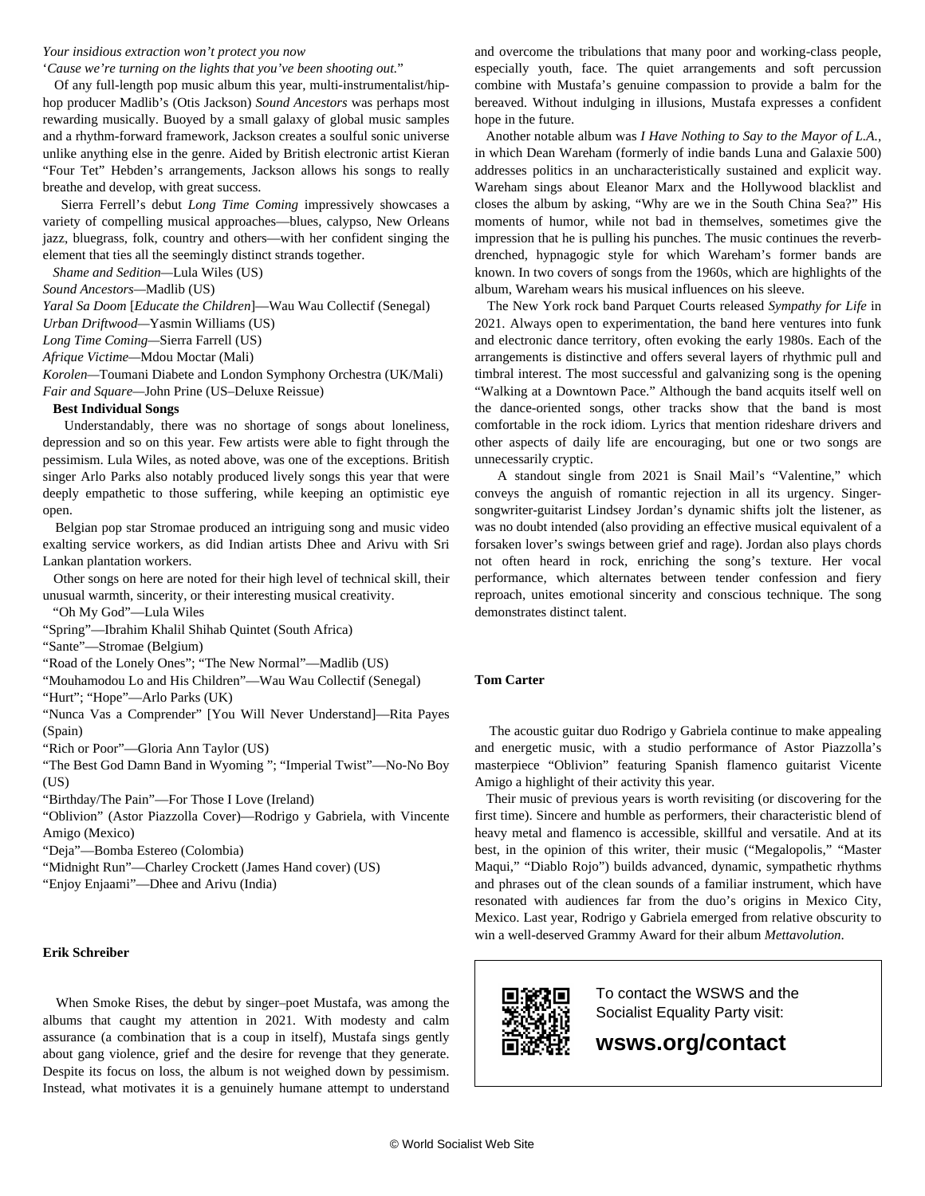*Your insidious extraction won't protect you now*
'*Cause we're turning on the lights that you've been shooting out.*"

Of any full-length pop music album this year, multi-instrumentalist/hip-hop producer Madlib's (Otis Jackson) *Sound Ancestors* was perhaps most rewarding musically. Buoyed by a small galaxy of global music samples and a rhythm-forward framework, Jackson creates a soulful sonic universe unlike anything else in the genre. Aided by British electronic artist Kieran "Four Tet" Hebden's arrangements, Jackson allows his songs to really breathe and develop, with great success.

Sierra Ferrell's debut *Long Time Coming* impressively showcases a variety of compelling musical approaches—blues, calypso, New Orleans jazz, bluegrass, folk, country and others—with her confident singing the element that ties all the seemingly distinct strands together.

*Shame and Sedition*—Lula Wiles (US)
*Sound Ancestors*—Madlib (US)
*Yaral Sa Doom* [*Educate the Children*]—Wau Wau Collectif (Senegal)
*Urban Driftwood*—Yasmin Williams (US)
*Long Time Coming*—Sierra Farrell (US)
*Afrique Victime*—Mdou Moctar (Mali)
*Korolen*—Toumani Diabete and London Symphony Orchestra (UK/Mali)
*Fair and Square*—John Prine (US–Deluxe Reissue)

**Best Individual Songs**

Understandably, there was no shortage of songs about loneliness, depression and so on this year. Few artists were able to fight through the pessimism. Lula Wiles, as noted above, was one of the exceptions. British singer Arlo Parks also notably produced lively songs this year that were deeply empathetic to those suffering, while keeping an optimistic eye open.

Belgian pop star Stromae produced an intriguing song and music video exalting service workers, as did Indian artists Dhee and Arivu with Sri Lankan plantation workers.

Other songs on here are noted for their high level of technical skill, their unusual warmth, sincerity, or their interesting musical creativity.

"Oh My God"—Lula Wiles
"Spring"—Ibrahim Khalil Shihab Quintet (South Africa)
"Sante"—Stromae (Belgium)
"Road of the Lonely Ones"; "The New Normal"—Madlib (US)
"Mouhamodou Lo and His Children"—Wau Wau Collectif (Senegal)
"Hurt"; "Hope"—Arlo Parks (UK)
"Nunca Vas a Comprender" [You Will Never Understand]—Rita Payes (Spain)
"Rich or Poor"—Gloria Ann Taylor (US)
"The Best God Damn Band in Wyoming "; "Imperial Twist"—No-No Boy (US)
"Birthday/The Pain"—For Those I Love (Ireland)
"Oblivion" (Astor Piazzolla Cover)—Rodrigo y Gabriela, with Vincente Amigo (Mexico)
"Deja"—Bomba Estereo (Colombia)
"Midnight Run"—Charley Crockett (James Hand cover) (US)
"Enjoy Enjaami"—Dhee and Arivu (India)

**Erik Schreiber**

When Smoke Rises, the debut by singer–poet Mustafa, was among the albums that caught my attention in 2021. With modesty and calm assurance (a combination that is a coup in itself), Mustafa sings gently about gang violence, grief and the desire for revenge that they generate. Despite its focus on loss, the album is not weighed down by pessimism. Instead, what motivates it is a genuinely humane attempt to understand and overcome the tribulations that many poor and working-class people, especially youth, face. The quiet arrangements and soft percussion combine with Mustafa's genuine compassion to provide a balm for the bereaved. Without indulging in illusions, Mustafa expresses a confident hope in the future.

Another notable album was *I Have Nothing to Say to the Mayor of L.A.*, in which Dean Wareham (formerly of indie bands Luna and Galaxie 500) addresses politics in an uncharacteristically sustained and explicit way. Wareham sings about Eleanor Marx and the Hollywood blacklist and closes the album by asking, "Why are we in the South China Sea?" His moments of humor, while not bad in themselves, sometimes give the impression that he is pulling his punches. The music continues the reverb-drenched, hypnagogic style for which Wareham's former bands are known. In two covers of songs from the 1960s, which are highlights of the album, Wareham wears his musical influences on his sleeve.

The New York rock band Parquet Courts released *Sympathy for Life* in 2021. Always open to experimentation, the band here ventures into funk and electronic dance territory, often evoking the early 1980s. Each of the arrangements is distinctive and offers several layers of rhythmic pull and timbral interest. The most successful and galvanizing song is the opening "Walking at a Downtown Pace." Although the band acquits itself well on the dance-oriented songs, other tracks show that the band is most comfortable in the rock idiom. Lyrics that mention rideshare drivers and other aspects of daily life are encouraging, but one or two songs are unnecessarily cryptic.

A standout single from 2021 is Snail Mail's "Valentine," which conveys the anguish of romantic rejection in all its urgency. Singer-songwriter-guitarist Lindsey Jordan's dynamic shifts jolt the listener, as was no doubt intended (also providing an effective musical equivalent of a forsaken lover's swings between grief and rage). Jordan also plays chords not often heard in rock, enriching the song's texture. Her vocal performance, which alternates between tender confession and fiery reproach, unites emotional sincerity and conscious technique. The song demonstrates distinct talent.

**Tom Carter**

The acoustic guitar duo Rodrigo y Gabriela continue to make appealing and energetic music, with a studio performance of Astor Piazzolla's masterpiece "Oblivion" featuring Spanish flamenco guitarist Vicente Amigo a highlight of their activity this year.

Their music of previous years is worth revisiting (or discovering for the first time). Sincere and humble as performers, their characteristic blend of heavy metal and flamenco is accessible, skillful and versatile. And at its best, in the opinion of this writer, their music ("Megalopolis," "Master Maqui," "Diablo Rojo") builds advanced, dynamic, sympathetic rhythms and phrases out of the clean sounds of a familiar instrument, which have resonated with audiences far from the duo's origins in Mexico City, Mexico. Last year, Rodrigo y Gabriela emerged from relative obscurity to win a well-deserved Grammy Award for their album *Mettavolution*.

To contact the WSWS and the Socialist Equality Party visit:

**wsws.org/contact**